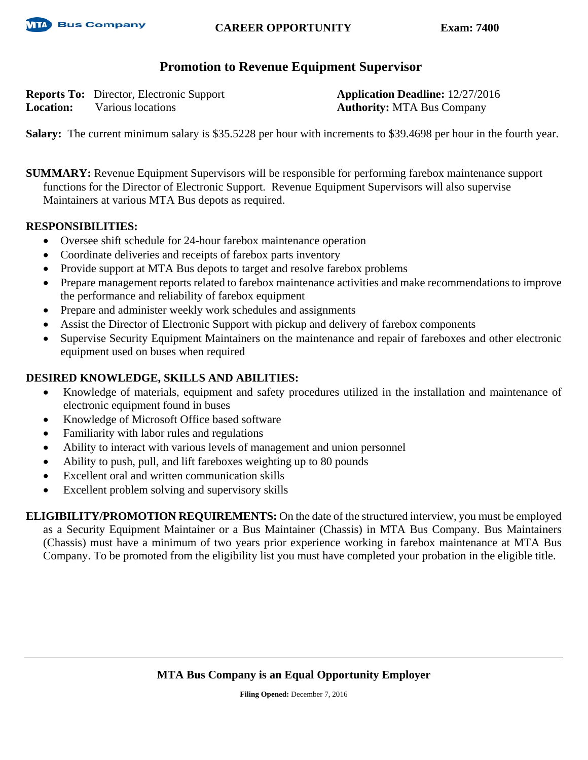MTA Bus Company **CAREER OPPORTUNITY** **Exam: 7400**

# Promotion to Revenue Equipment Supervisor

**Reports To:** Director, Electronic Support
**Location:** Various locations
**Application Deadline:** 12/27/2016
**Authority:** MTA Bus Company

**Salary:** The current minimum salary is $35.5228 per hour with increments to $39.4698 per hour in the fourth year.

**SUMMARY:** Revenue Equipment Supervisors will be responsible for performing farebox maintenance support functions for the Director of Electronic Support. Revenue Equipment Supervisors will also supervise Maintainers at various MTA Bus depots as required.

**RESPONSIBILITIES:**

- Oversee shift schedule for 24-hour farebox maintenance operation
- Coordinate deliveries and receipts of farebox parts inventory
- Provide support at MTA Bus depots to target and resolve farebox problems
- Prepare management reports related to farebox maintenance activities and make recommendations to improve the performance and reliability of farebox equipment
- Prepare and administer weekly work schedules and assignments
- Assist the Director of Electronic Support with pickup and delivery of farebox components
- Supervise Security Equipment Maintainers on the maintenance and repair of fareboxes and other electronic equipment used on buses when required

**DESIRED KNOWLEDGE, SKILLS AND ABILITIES:**

- Knowledge of materials, equipment and safety procedures utilized in the installation and maintenance of electronic equipment found in buses
- Knowledge of Microsoft Office based software
- Familiarity with labor rules and regulations
- Ability to interact with various levels of management and union personnel
- Ability to push, pull, and lift fareboxes weighting up to 80 pounds
- Excellent oral and written communication skills
- Excellent problem solving and supervisory skills

**ELIGIBILITY/PROMOTION REQUIREMENTS:** On the date of the structured interview, you must be employed as a Security Equipment Maintainer or a Bus Maintainer (Chassis) in MTA Bus Company. Bus Maintainers (Chassis) must have a minimum of two years prior experience working in farebox maintenance at MTA Bus Company. To be promoted from the eligibility list you must have completed your probation in the eligible title.

**MTA Bus Company is an Equal Opportunity Employer**

**Filing Opened:** December 7, 2016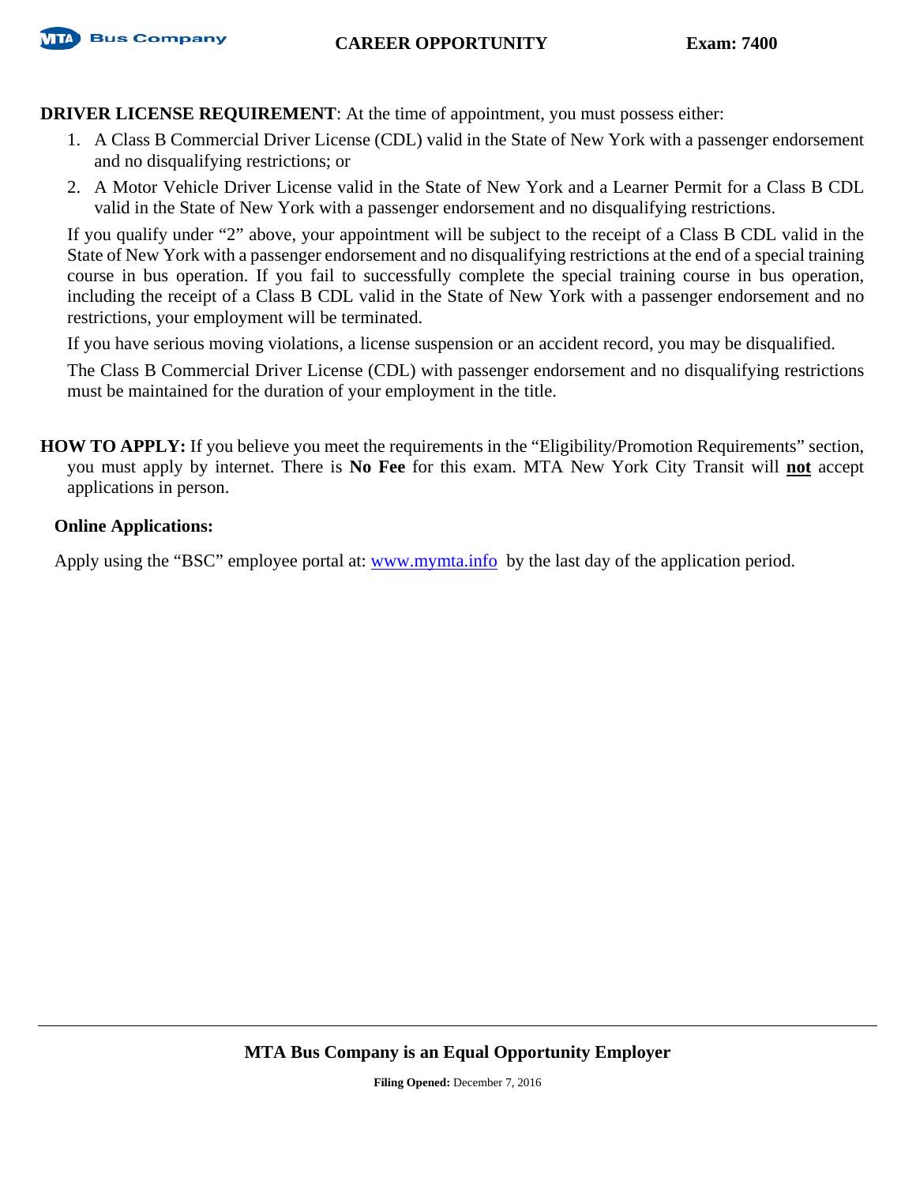**DRIVER LICENSE REQUIREMENT**: At the time of appointment, you must possess either:

1. A Class B Commercial Driver License (CDL) valid in the State of New York with a passenger endorsement and no disqualifying restrictions; or
2. A Motor Vehicle Driver License valid in the State of New York and a Learner Permit for a Class B CDL valid in the State of New York with a passenger endorsement and no disqualifying restrictions.

If you qualify under "2" above, your appointment will be subject to the receipt of a Class B CDL valid in the State of New York with a passenger endorsement and no disqualifying restrictions at the end of a special training course in bus operation. If you fail to successfully complete the special training course in bus operation, including the receipt of a Class B CDL valid in the State of New York with a passenger endorsement and no restrictions, your employment will be terminated.

If you have serious moving violations, a license suspension or an accident record, you may be disqualified.

The Class B Commercial Driver License (CDL) with passenger endorsement and no disqualifying restrictions must be maintained for the duration of your employment in the title.

**HOW TO APPLY:** If you believe you meet the requirements in the "Eligibility/Promotion Requirements" section, you must apply by internet. There is **No Fee** for this exam. MTA New York City Transit will **not** accept applications in person.

**Online Applications:**

Apply using the "BSC" employee portal at: www.mymta.info by the last day of the application period.

**MTA Bus Company is an Equal Opportunity Employer**

**Filing Opened:** December 7, 2016